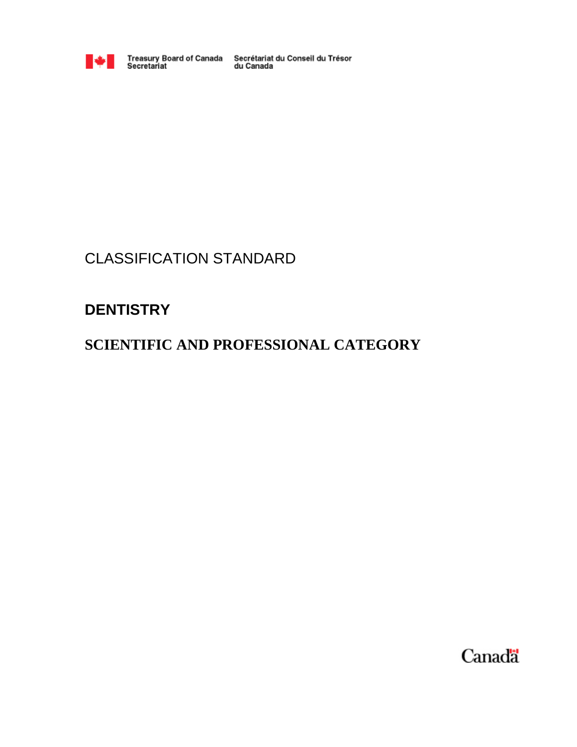Treasury Board of Canada Secretariat    Secrétariat du Conseil du Trésor du Canada

# CLASSIFICATION STANDARD

## DENTISTRY

## SCIENTIFIC AND PROFESSIONAL CATEGORY

Canada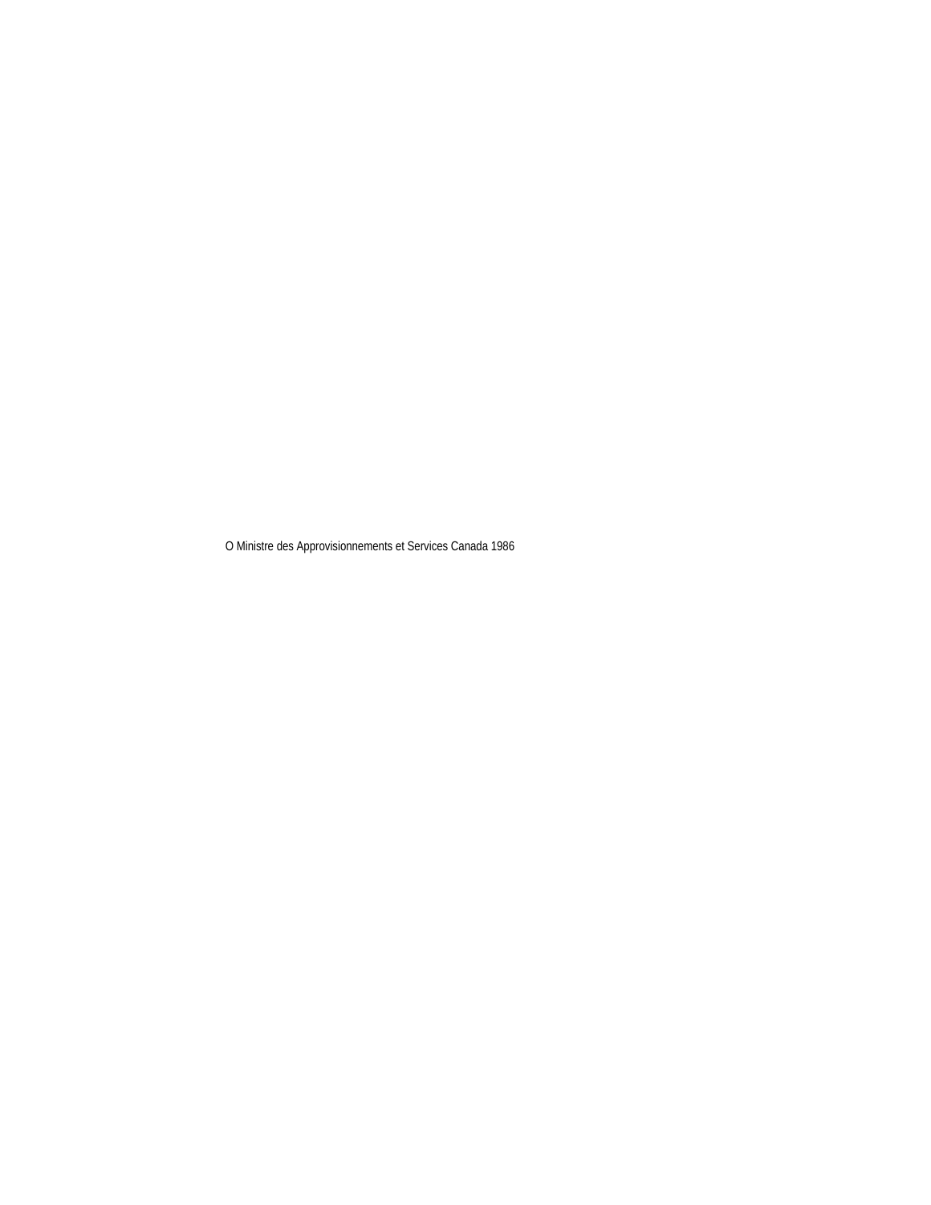O Ministre des Approvisionnements et Services Canada 1986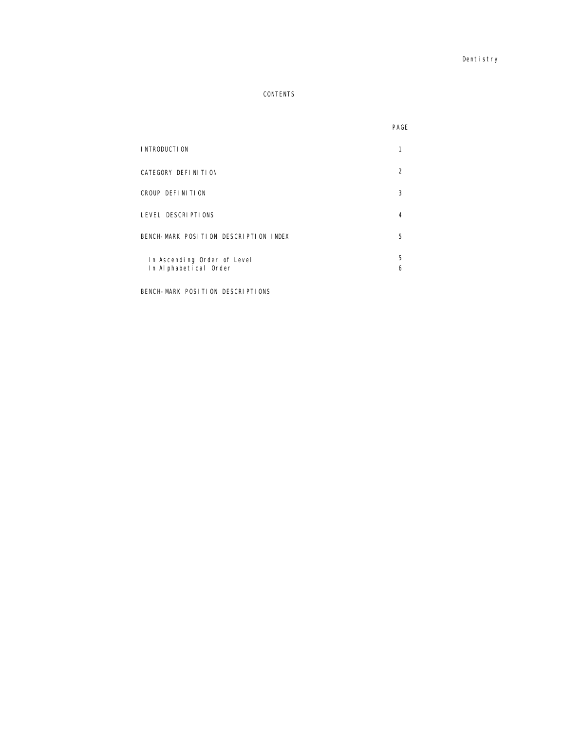# CONTENTS

| | PAGE |
|---|---|
| INTRODUCTION | 1 |
| CATEGORY DEFINITION | 2 |
| CROUP DEFINITION | 3 |
| LEVEL DESCRIPTIONS | 4 |
| BENCH-MARK POSITION DESCRIPTION INDEX | 5 |
| In Ascending Order of Level | 5 |
| In Alphabetical Order | 6 |
| BENCH-MARK POSITION DESCRIPTIONS | |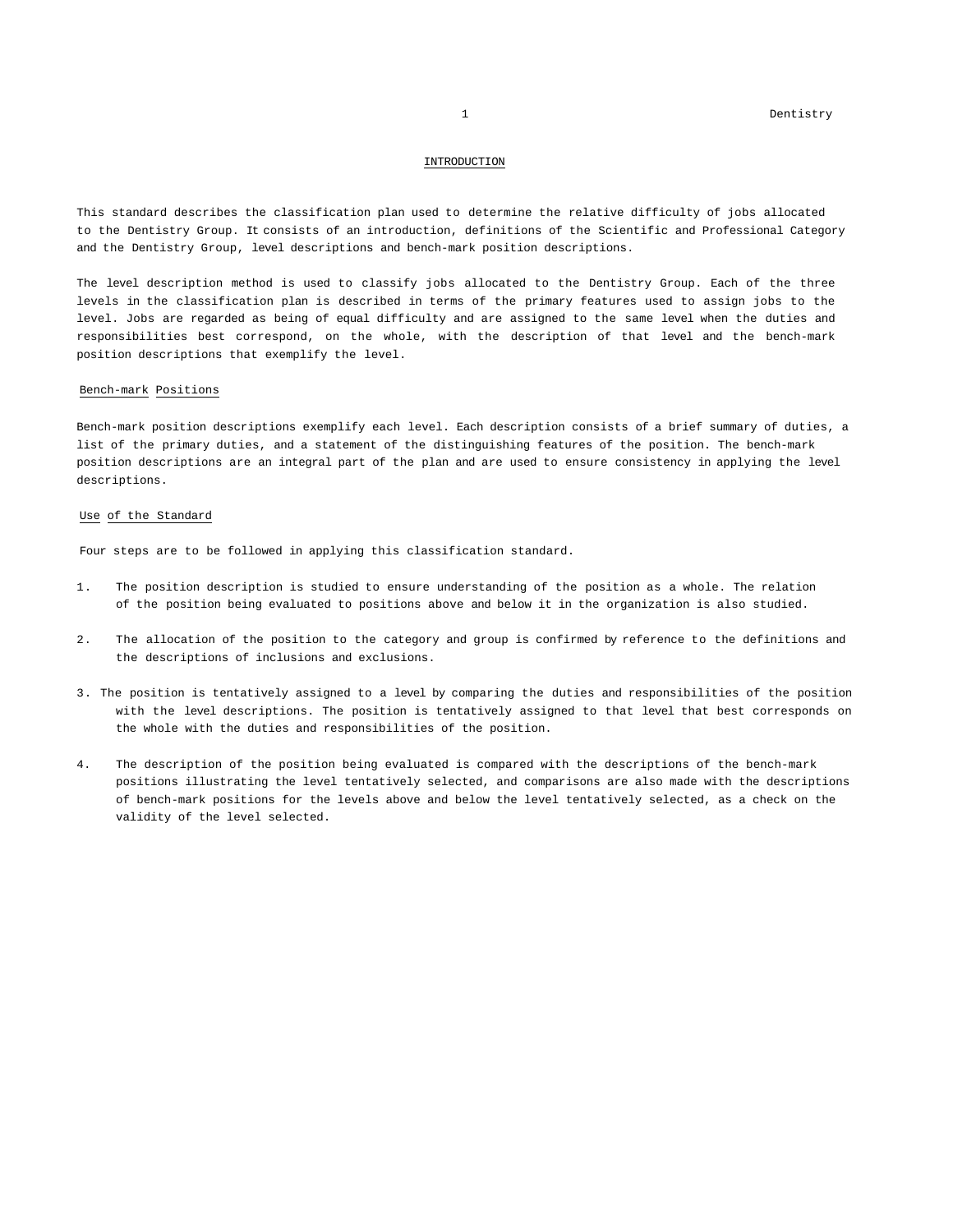## INTRODUCTION

This standard describes the classification plan used to determine the relative difficulty of jobs allocated to the Dentistry Group. It consists of an introduction, definitions of the Scientific and Professional Category and the Dentistry Group, level descriptions and bench-mark position descriptions.

The level description method is used to classify jobs allocated to the Dentistry Group. Each of the three levels in the classification plan is described in terms of the primary features used to assign jobs to the level. Jobs are regarded as being of equal difficulty and are assigned to the same level when the duties and responsibilities best correspond, on the whole, with the description of that level and the bench-mark position descriptions that exemplify the level.

### Bench-mark Positions

Bench-mark position descriptions exemplify each level. Each description consists of a brief summary of duties, a list of the primary duties, and a statement of the distinguishing features of the position. The bench-mark position descriptions are an integral part of the plan and are used to ensure consistency in applying the level descriptions.

### Use of the Standard

Four steps are to be followed in applying this classification standard.

1. The position description is studied to ensure understanding of the position as a whole. The relation of the position being evaluated to positions above and below it in the organization is also studied.

2. The allocation of the position to the category and group is confirmed by reference to the definitions and the descriptions of inclusions and exclusions.

3. The position is tentatively assigned to a level by comparing the duties and responsibilities of the position with the level descriptions. The position is tentatively assigned to that level that best corresponds on the whole with the duties and responsibilities of the position.

4. The description of the position being evaluated is compared with the descriptions of the bench-mark positions illustrating the level tentatively selected, and comparisons are also made with the descriptions of bench-mark positions for the levels above and below the level tentatively selected, as a check on the validity of the level selected.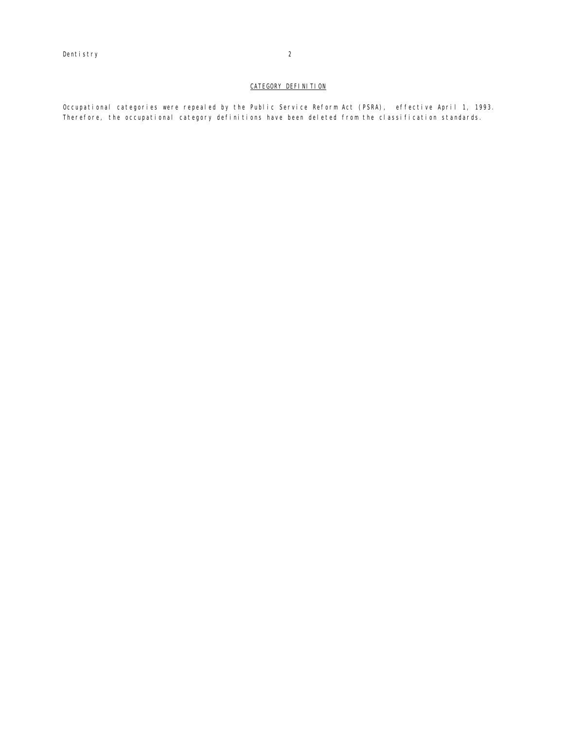## CATEGORY DEFINITION

Occupational categories were repealed by the Public Service Reform Act (PSRA), effective April 1, 1993. Therefore, the occupational category definitions have been deleted from the classification standards.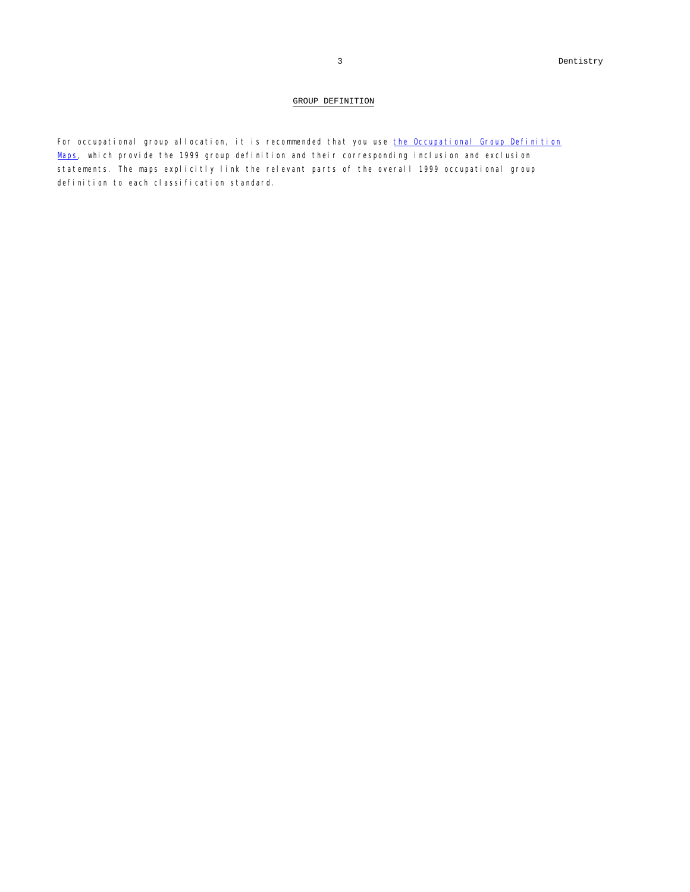## GROUP DEFINITION

For occupational group allocation, it is recommended that you use the Occupational Group Definition Maps, which provide the 1999 group definition and their corresponding inclusion and exclusion statements. The maps explicitly link the relevant parts of the overall 1999 occupational group definition to each classification standard.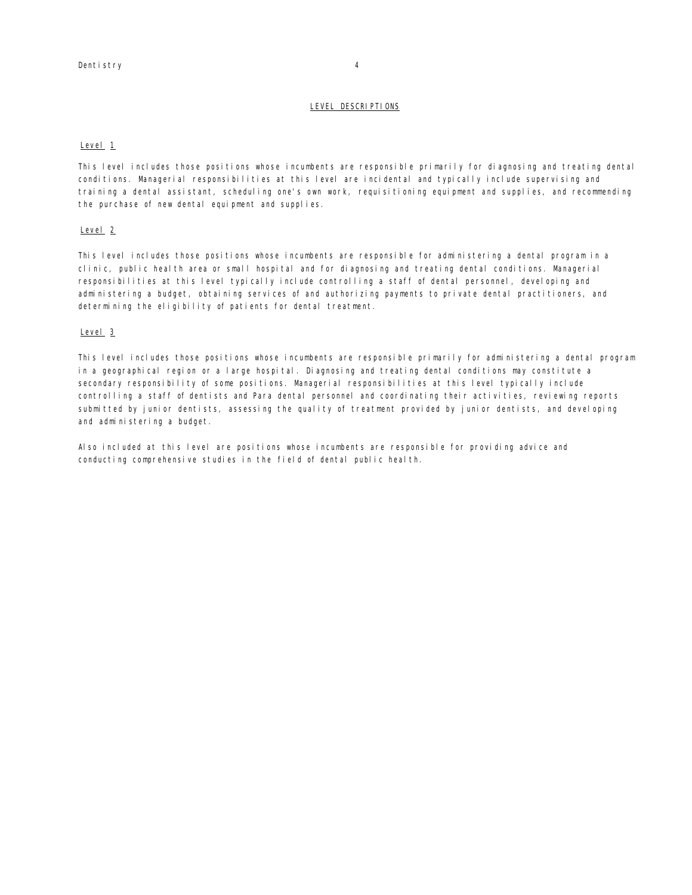## LEVEL DESCRIPTIONS

### Level 1

This level includes those positions whose incumbents are responsible primarily for diagnosing and treating dental conditions. Managerial responsibilities at this level are incidental and typically include supervising and training a dental assistant, scheduling one's own work, requisitioning equipment and supplies, and recommending the purchase of new dental equipment and supplies.

### Level 2

This level includes those positions whose incumbents are responsible for administering a dental program in a clinic, public health area or small hospital and for diagnosing and treating dental conditions. Managerial responsibilities at this level typically include controlling a staff of dental personnel, developing and administering a budget, obtaining services of and authorizing payments to private dental practitioners, and determining the eligibility of patients for dental treatment.

### Level 3

This level includes those positions whose incumbents are responsible primarily for administering a dental program in a geographical region or a large hospital. Diagnosing and treating dental conditions may constitute a secondary responsibility of some positions. Managerial responsibilities at this level typically include controlling a staff of dentists and Para dental personnel and coordinating their activities, reviewing reports submitted by junior dentists, assessing the quality of treatment provided by junior dentists, and developing and administering a budget.

Also included at this level are positions whose incumbents are responsible for providing advice and conducting comprehensive studies in the field of dental public health.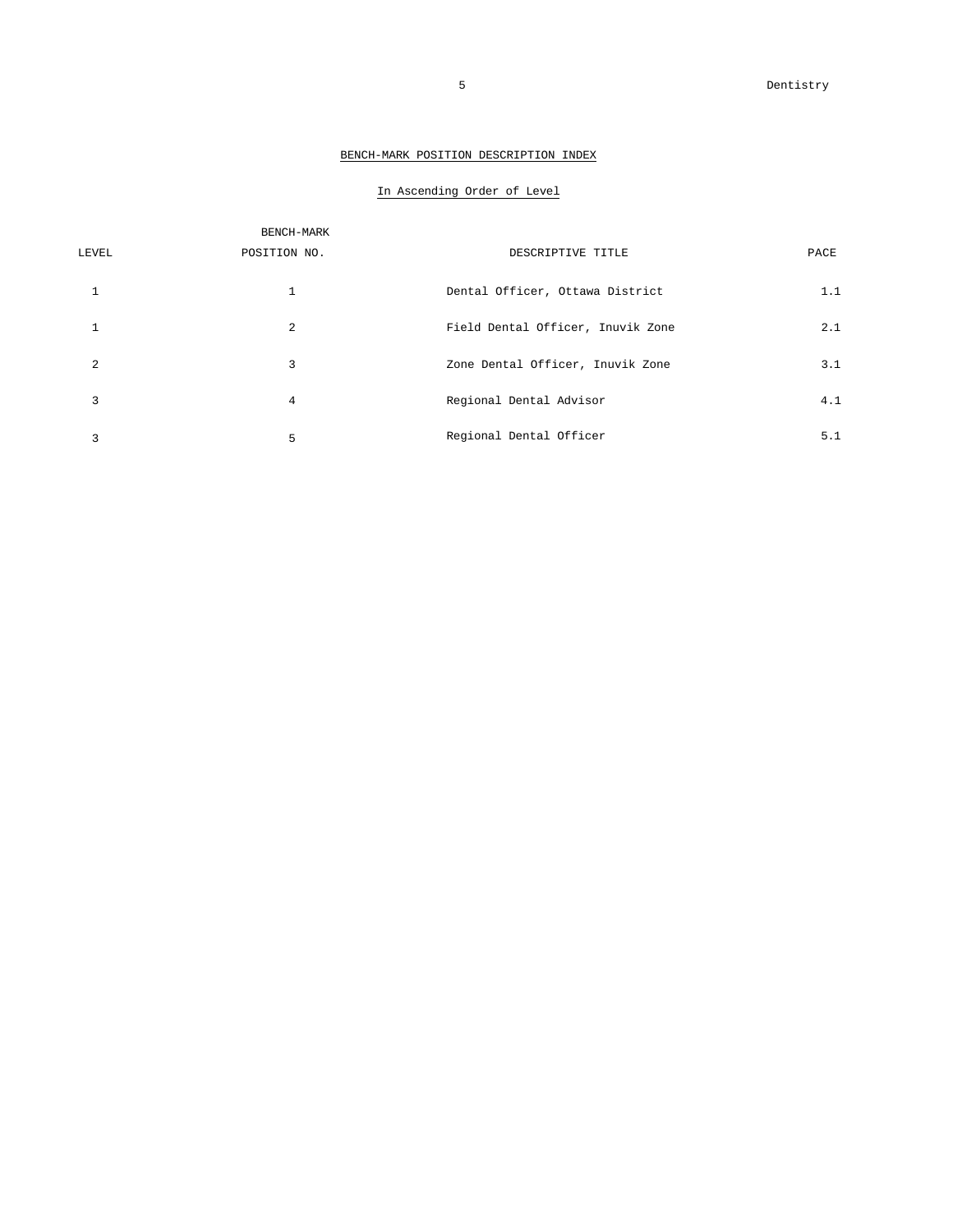## BENCH-MARK POSITION DESCRIPTION INDEX

### In Ascending Order of Level

| LEVEL | BENCH-MARK POSITION NO. | DESCRIPTIVE TITLE | PACE |
|---|---|---|---|
| 1 | 1 | Dental Officer, Ottawa District | 1.1 |
| 1 | 2 | Field Dental Officer, Inuvik Zone | 2.1 |
| 2 | 3 | Zone Dental Officer, Inuvik Zone | 3.1 |
| 3 | 4 | Regional Dental Advisor | 4.1 |
| 3 | 5 | Regional Dental Officer | 5.1 |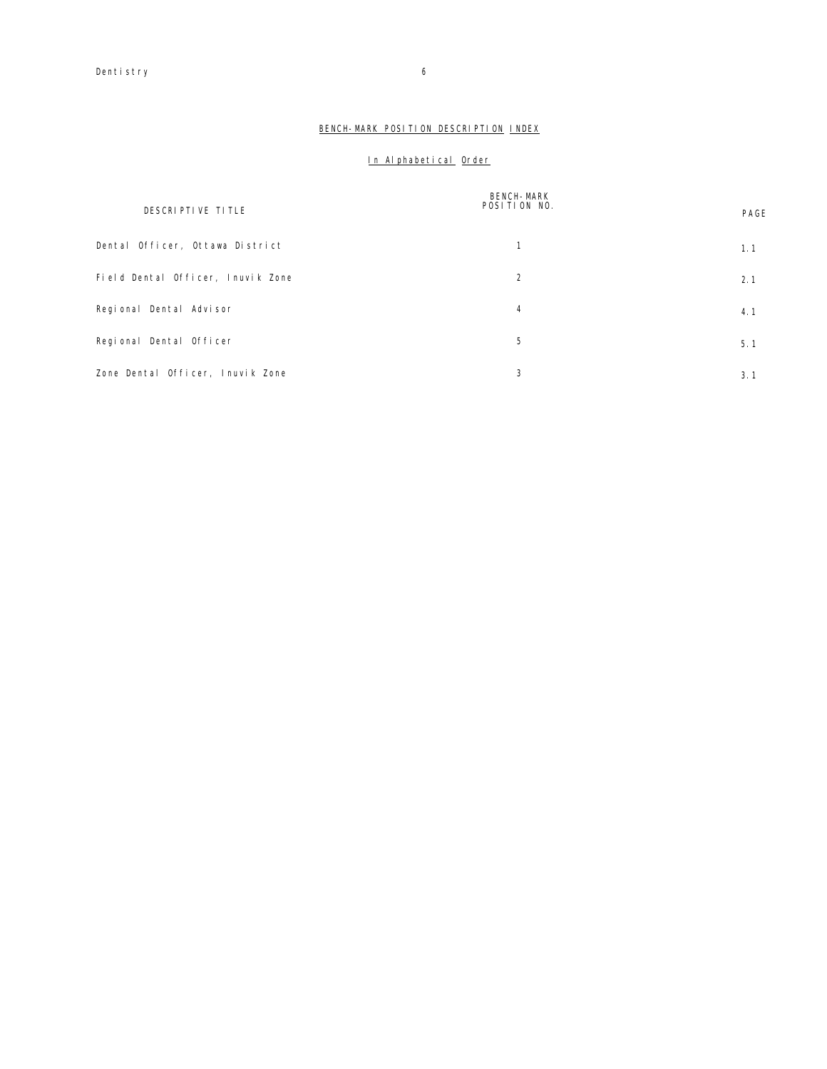## BENCH-MARK POSITION DESCRIPTION INDEX

### In Alphabetical Order

| DESCRIPTIVE TITLE | BENCH-MARK POSITION NO. | PAGE |
|---|---|---|
| Dental Officer, Ottawa District | 1 | 1.1 |
| Field Dental Officer, Inuvik Zone | 2 | 2.1 |
| Regional Dental Advisor | 4 | 4.1 |
| Regional Dental Officer | 5 | 5.1 |
| Zone Dental Officer, Inuvik Zone | 3 | 3.1 |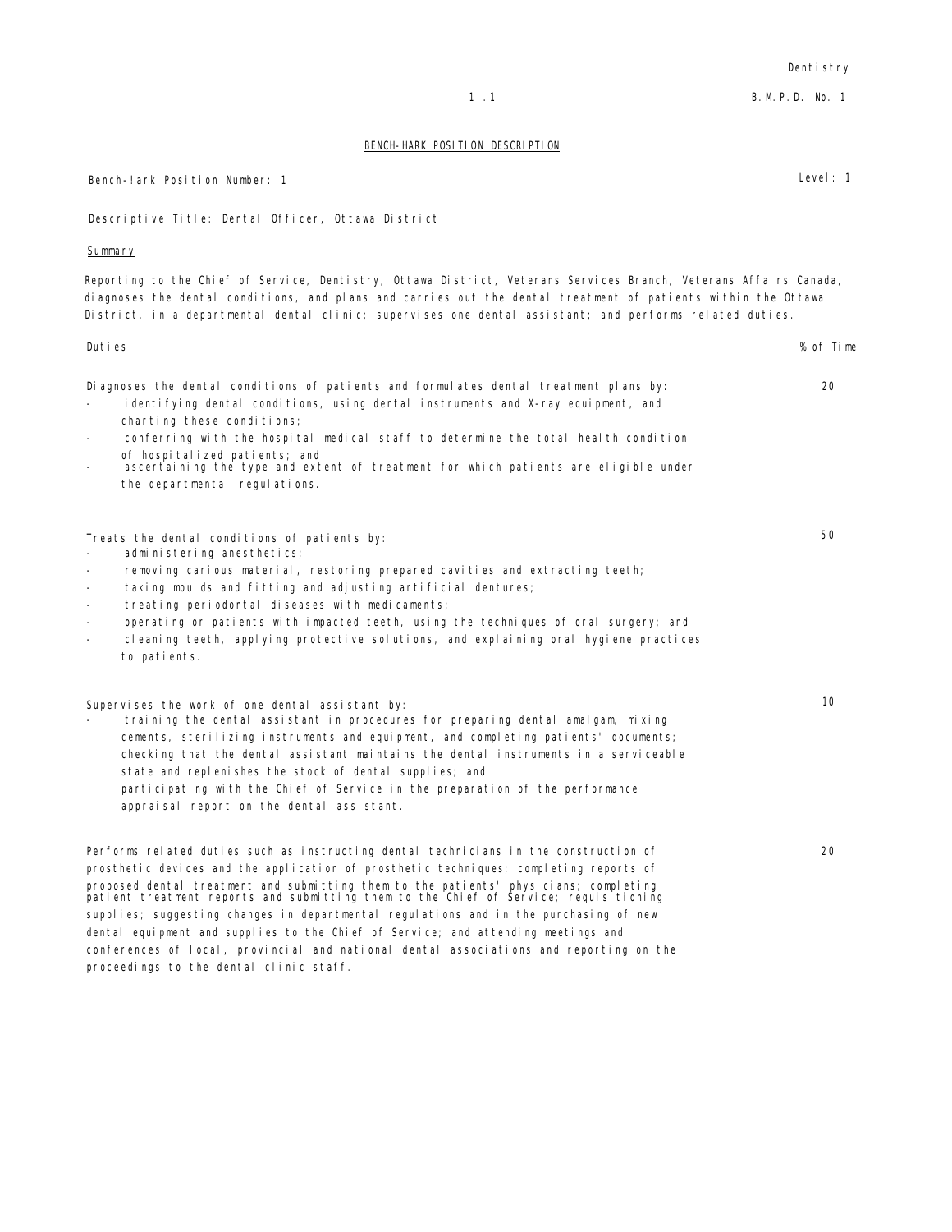## BENCH-MARK POSITION DESCRIPTION

Bench-Mark Position Number: 1 | Level: 1

Descriptive Title: Dental Officer, Ottawa District

**Summary**

Reporting to the Chief of Service, Dentistry, Ottawa District, Veterans Services Branch, Veterans Affairs Canada, diagnoses the dental conditions, and plans and carries out the dental treatment of patients within the Ottawa District, in a departmental dental clinic; supervises one dental assistant; and performs related duties.

| Duties | % of Time |
|---|---|
| Diagnoses the dental conditions of patients and formulates dental treatment plans by:<br>- identifying dental conditions, using dental instruments and X-ray equipment, and charting these conditions;<br>- conferring with the hospital medical staff to determine the total health condition of hospitalized patients; and<br>- ascertaining the type and extent of treatment for which patients are eligible under the departmental regulations. | 20 |
| Treats the dental conditions of patients by:<br>- administering anesthetics;<br>- removing carious material, restoring prepared cavities and extracting teeth;<br>- taking moulds and fitting and adjusting artificial dentures;<br>- treating periodontal diseases with medicaments;<br>- operating or patients with impacted teeth, using the techniques of oral surgery; and<br>- cleaning teeth, applying protective solutions, and explaining oral hygiene practices to patients. | 50 |
| Supervises the work of one dental assistant by:<br>- training the dental assistant in procedures for preparing dental amalgam, mixing cements, sterilizing instruments and equipment, and completing patients' documents;<br>checking that the dental assistant maintains the dental instruments in a serviceable state and replenishes the stock of dental supplies; and<br>participating with the Chief of Service in the preparation of the performance appraisal report on the dental assistant. | 10 |
| Performs related duties such as instructing dental technicians in the construction of prosthetic devices and the application of prosthetic techniques; completing reports of proposed dental treatment and submitting them to the patients' physicians; completing patient treatment reports and submitting them to the Chief of Service; requisitioning supplies; suggesting changes in departmental regulations and in the purchasing of new dental equipment and supplies to the Chief of Service; and attending meetings and conferences of local, provincial and national dental associations and reporting on the proceedings to the dental clinic staff. | 20 |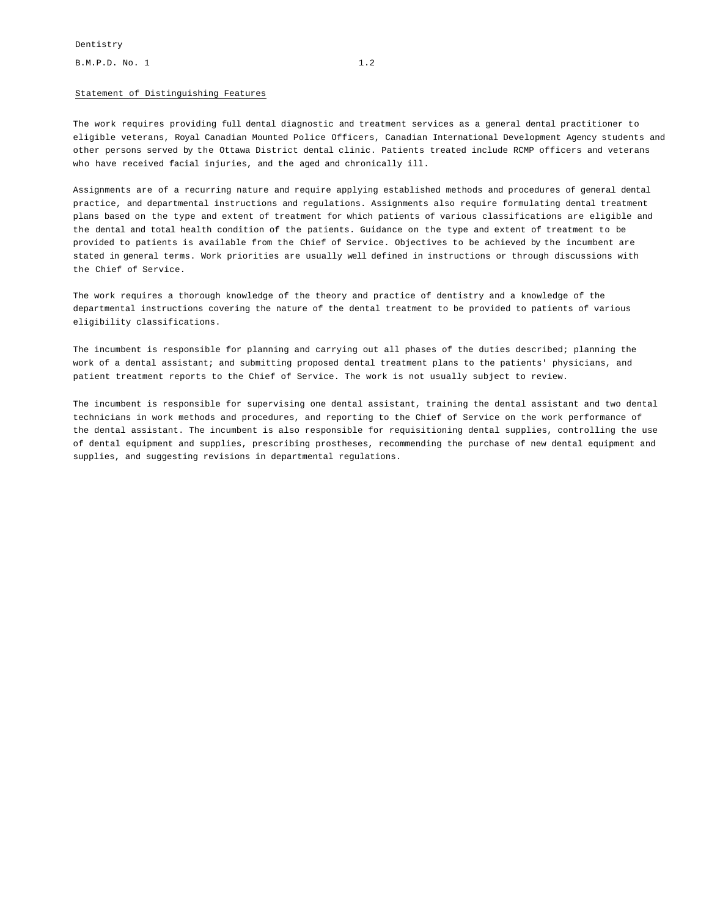Dentistry

B.M.P.D. No. 1 1.2

<u>Statement of Distinguishing Features</u>

The work requires providing full dental diagnostic and treatment services as a general dental practitioner to eligible veterans, Royal Canadian Mounted Police Officers, Canadian International Development Agency students and other persons served by the Ottawa District dental clinic. Patients treated include RCMP officers and veterans who have received facial injuries, and the aged and chronically ill.

Assignments are of a recurring nature and require applying established methods and procedures of general dental practice, and departmental instructions and regulations. Assignments also require formulating dental treatment plans based on the type and extent of treatment for which patients of various classifications are eligible and the dental and total health condition of the patients. Guidance on the type and extent of treatment to be provided to patients is available from the Chief of Service. Objectives to be achieved by the incumbent are stated in general terms. Work priorities are usually well defined in instructions or through discussions with the Chief of Service.

The work requires a thorough knowledge of the theory and practice of dentistry and a knowledge of the departmental instructions covering the nature of the dental treatment to be provided to patients of various eligibility classifications.

The incumbent is responsible for planning and carrying out all phases of the duties described; planning the work of a dental assistant; and submitting proposed dental treatment plans to the patients' physicians, and patient treatment reports to the Chief of Service. The work is not usually subject to review.

The incumbent is responsible for supervising one dental assistant, training the dental assistant and two dental technicians in work methods and procedures, and reporting to the Chief of Service on the work performance of the dental assistant. The incumbent is also responsible for requisitioning dental supplies, controlling the use of dental equipment and supplies, prescribing prostheses, recommending the purchase of new dental equipment and supplies, and suggesting revisions in departmental regulations.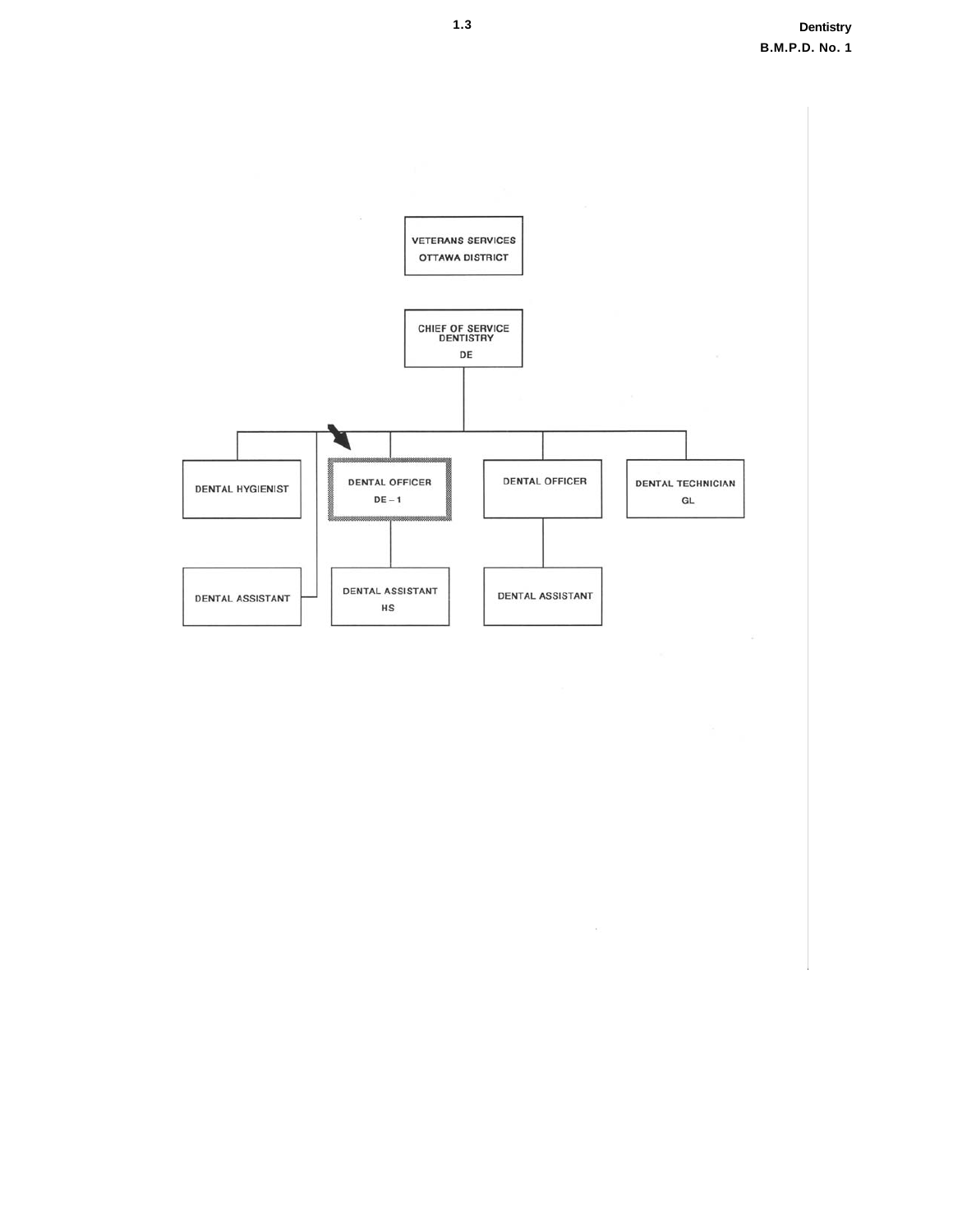VETERANS SERVICES
OTTAWA DISTRICT

CHIEF OF SERVICE
DENTISTRY
DE

DENTAL HYGIENIST

DENTAL OFFICER
DE – 1

DENTAL OFFICER

DENTAL TECHNICIAN
GL

DENTAL ASSISTANT

DENTAL ASSISTANT
HS

DENTAL ASSISTANT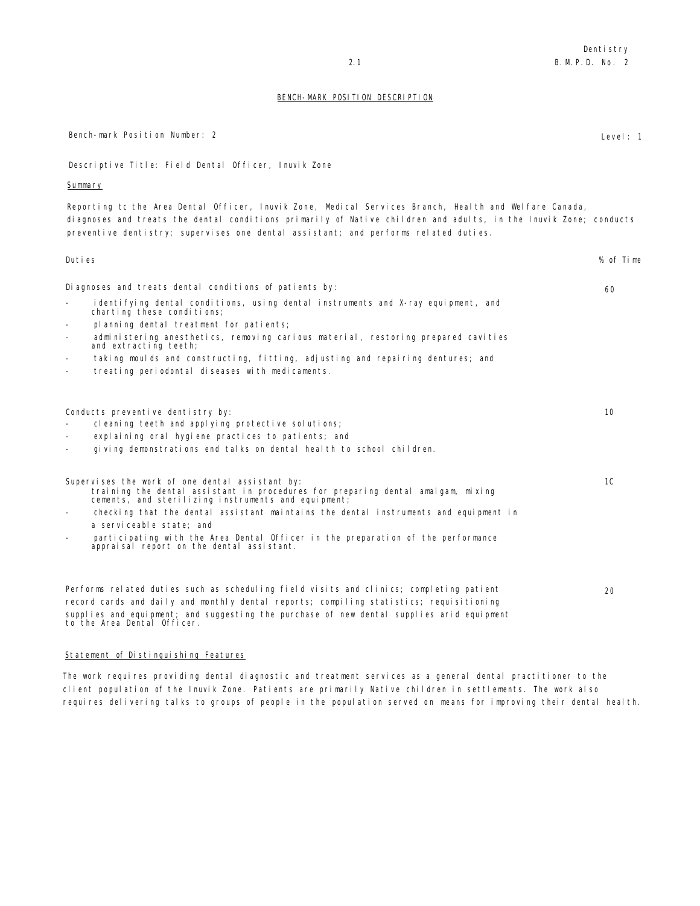## BENCH-MARK POSITION DESCRIPTION

Bench-mark Position Number: 2 Level: 1

Descriptive Title: Field Dental Officer, Inuvik Zone

**Summary**

Reporting tc the Area Dental Officer, Inuvik Zone, Medical Services Branch, Health and Welfare Canada, diagnoses and treats the dental conditions primarily of Native children and adults, in the Inuvik Zone; conducts preventive dentistry; supervises one dental assistant; and performs related duties.

| Duties | % of Time |
|---|---|
| Diagnoses and treats dental conditions of patients by:<br>- identifying dental conditions, using dental instruments and X-ray equipment, and charting these conditions;<br>- planning dental treatment for patients;<br>- administering anesthetics, removing carious material, restoring prepared cavities and extracting teeth;<br>- taking moulds and constructing, fitting, adjusting and repairing dentures; and<br>- treating periodontal diseases with medicaments. | 60 |
| Conducts preventive dentistry by:<br>- cleaning teeth and applying protective solutions;<br>- explaining oral hygiene practices to patients; and<br>- giving demonstrations end talks on dental health to school children. | 10 |
| Supervises the work of one dental assistant by:<br>training the dental assistant in procedures for preparing dental amalgam, mixing cements, and sterilizing instruments and equipment;<br>- checking that the dental assistant maintains the dental instruments and equipment in a serviceable state; and<br>- participating with the Area Dental Officer in the preparation of the performance appraisal report on the dental assistant. | 1C |
| Performs related duties such as scheduling field visits and clinics; completing patient record cards and daily and monthly dental reports; compiling statistics; requisitioning supplies and equipment; and suggesting the purchase of new dental supplies arid equipment to the Area Dental Officer. | 20 |

**Statement of Distinguishing Features**

The work requires providing dental diagnostic and treatment services as a general dental practitioner to the client population of the Inuvik Zone. Patients are primarily Native children in settlements. The work also requires delivering talks to groups of people in the population served on means for improving their dental health.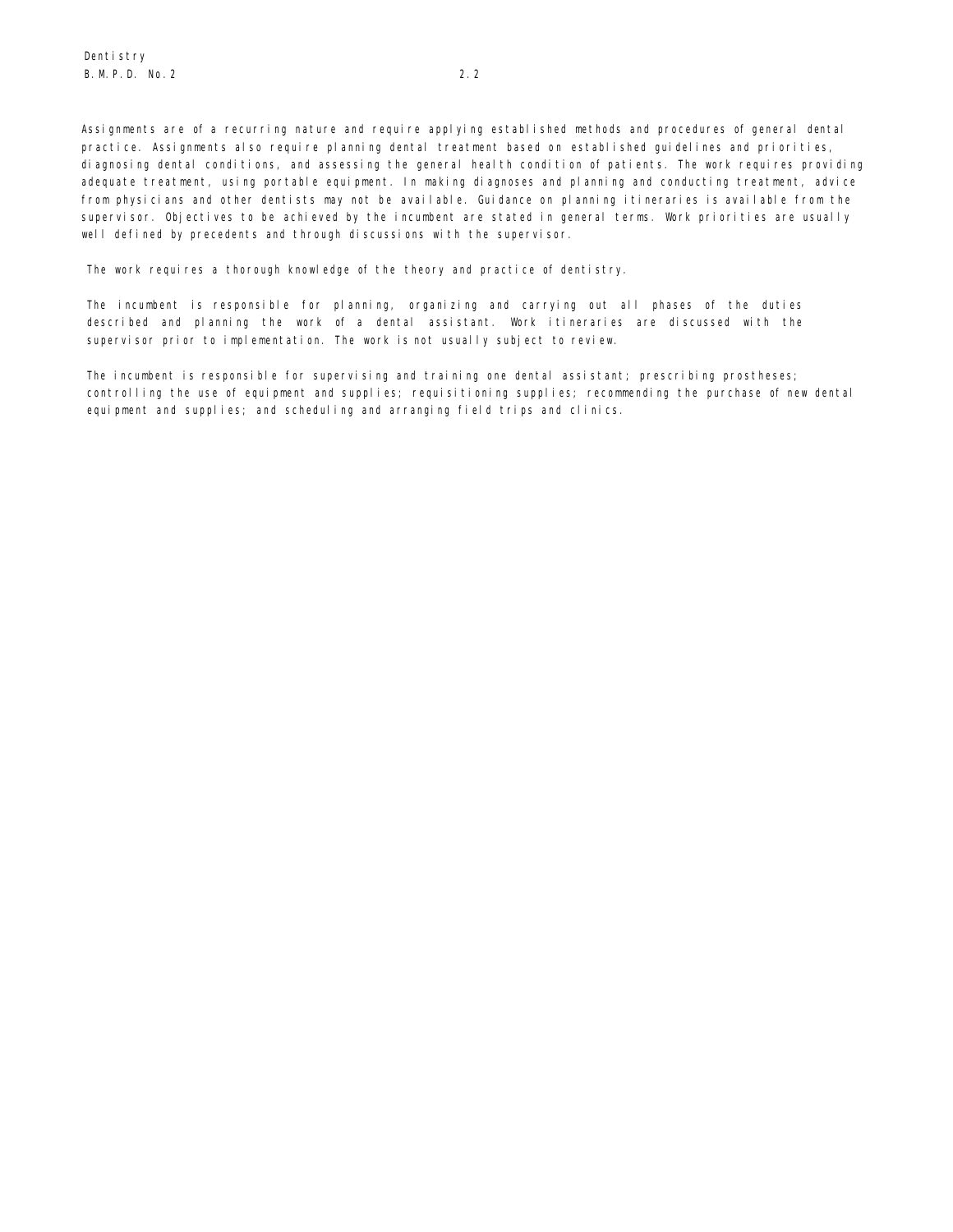Assignments are of a recurring nature and require applying established methods and procedures of general dental practice. Assignments also require planning dental treatment based on established guidelines and priorities, diagnosing dental conditions, and assessing the general health condition of patients. The work requires providing adequate treatment, using portable equipment. In making diagnoses and planning and conducting treatment, advice from physicians and other dentists may not be available. Guidance on planning itineraries is available from the supervisor. Objectives to be achieved by the incumbent are stated in general terms. Work priorities are usually well defined by precedents and through discussions with the supervisor.

The work requires a thorough knowledge of the theory and practice of dentistry.

The incumbent is responsible for planning, organizing and carrying out all phases of the duties described and planning the work of a dental assistant. Work itineraries are discussed with the supervisor prior to implementation. The work is not usually subject to review.

The incumbent is responsible for supervising and training one dental assistant; prescribing prostheses; controlling the use of equipment and supplies; requisitioning supplies; recommending the purchase of new dental equipment and supplies; and scheduling and arranging field trips and clinics.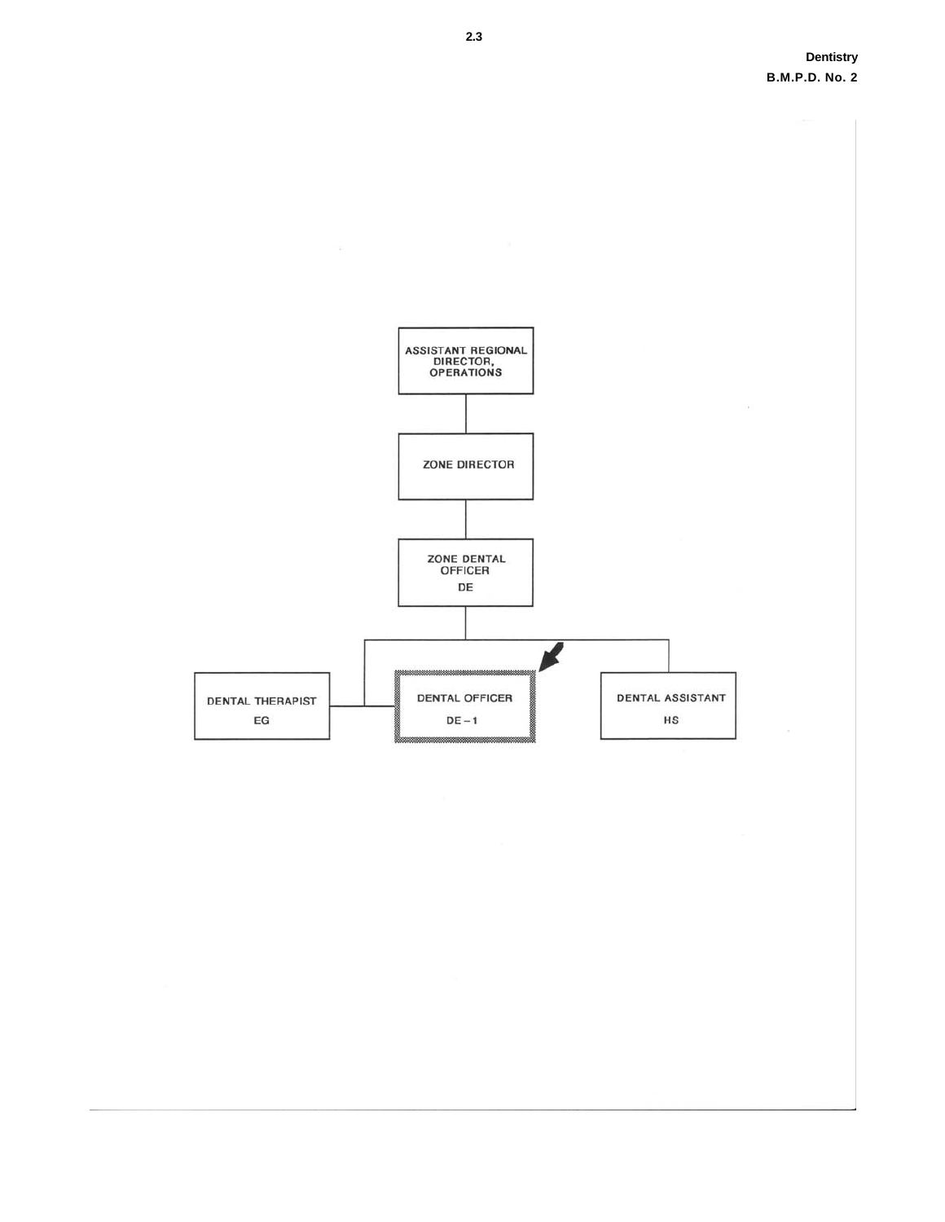ASSISTANT REGIONAL DIRECTOR, OPERATIONS

ZONE DIRECTOR

ZONE DENTAL OFFICER
DE

DENTAL THERAPIST
EG

DENTAL OFFICER
DE – 1

DENTAL ASSISTANT
HS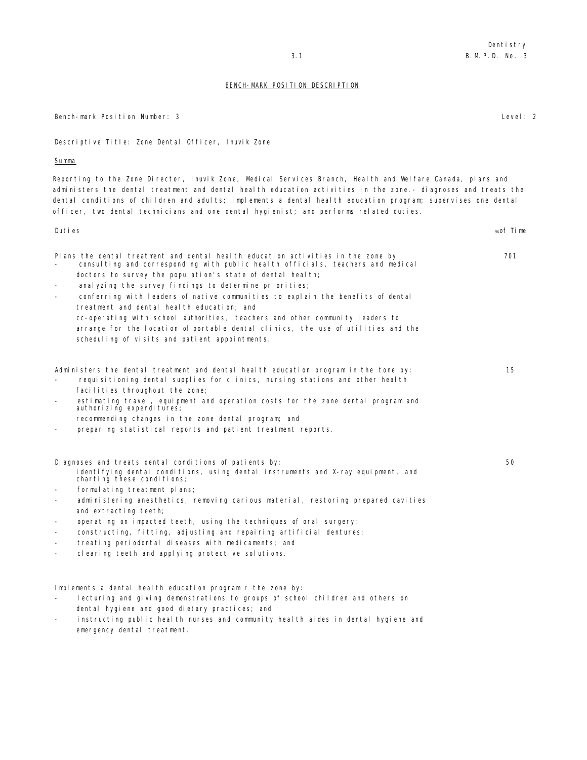## BENCH-MARK POSITION DESCRIPTION

Bench-mark Position Number: 3 Level: 2

Descriptive Title: Zone Dental Officer, Inuvik Zone

Summa

Reporting to the Zone Director, Inuvik Zone, Medical Services Branch, Health and Welfare Canada, plans and administers the dental treatment and dental health education activities in the zone.- diagnoses and treats the dental conditions of children and adults; implements a dental health education program; supervises one dental officer, two dental technicians and one dental hygienist; and performs related duties.

| Duties | % of Time |
|---|---|
| Plans the dental treatment and dental health education activities in the zone by:<br>- consulting and corresponding with public health officials, teachers and medical doctors to survey the population's state of dental health;<br>- analyzing the survey findings to determine priorities;<br>- conferring with leaders of native communities to explain the benefits of dental treatment and dental health education; and<br>cc-operating with school authorities, teachers and other community leaders to arrange for the location of portable dental clinics, the use of utilities and the scheduling of visits and patient appointments. | 701 |
| Administers the dental treatment and dental health education program in the tone by:<br>- requisitioning dental supplies for clinics, nursing stations and other health facilities throughout the zone;<br>- estimating travel, equipment and operation costs for the zone dental program and authorizing expenditures;<br>recommending changes in the zone dental program; and<br>- preparing statistical reports and patient treatment reports. | 15 |
| Diagnoses and treats dental conditions of patients by:<br>identifying dental conditions, using dental instruments and X-ray equipment, and charting these conditions;<br>- formulating treatment plans;<br>- administering anesthetics, removing carious material, restoring prepared cavities and extracting teeth;<br>- operating on impacted teeth, using the techniques of oral surgery;<br>- constructing, fitting, adjusting and repairing artificial dentures;<br>- treating periodontal diseases with medicaments; and<br>- clearing teeth and applying protective solutions. | 50 |
| Implements a dental health education program r the zone by:<br>- lecturing and giving demonstrations to groups of school children and others on dental hygiene and good dietary practices; and<br>- instructing public health nurses and community health aides in dental hygiene and emergency dental treatment. | |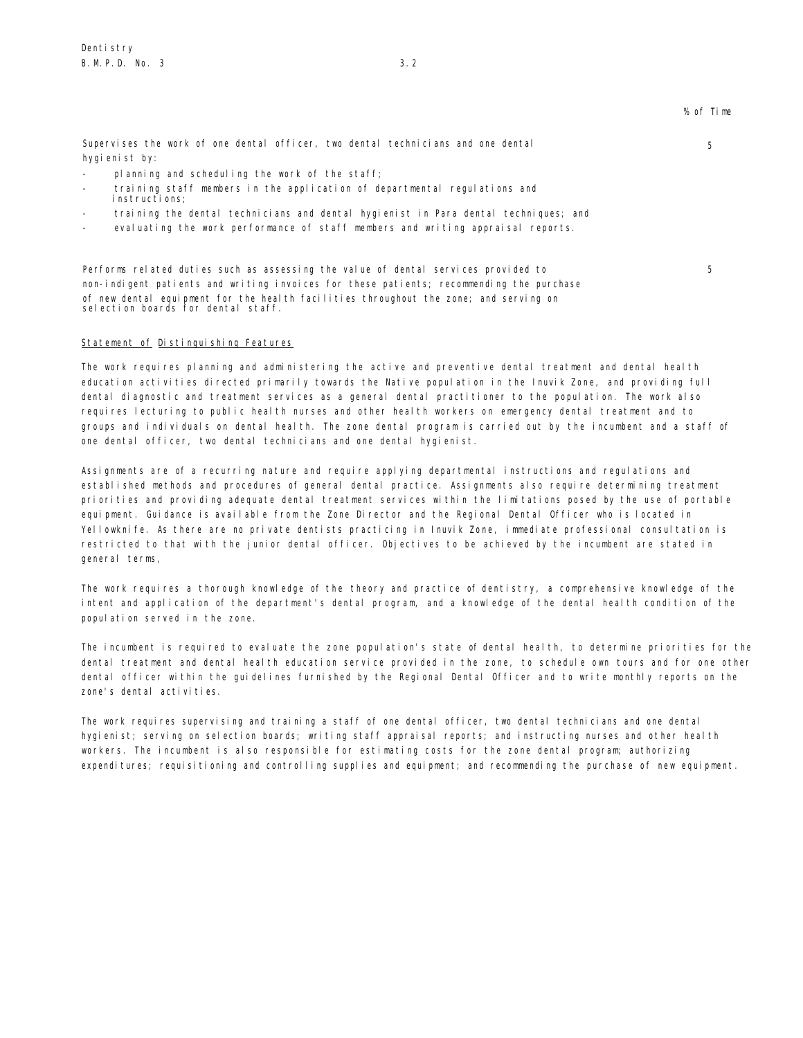% of Time

Supervises the work of one dental officer, two dental technicians and one dental hygienist by: 5

- planning and scheduling the work of the staff;
- training staff members in the application of departmental regulations and instructions;
- training the dental technicians and dental hygienist in Para dental techniques; and
- evaluating the work performance of staff members and writing appraisal reports.

Performs related duties such as assessing the value of dental services provided to non-indigent patients and writing invoices for these patients; recommending the purchase of new dental equipment for the health facilities throughout the zone; and serving on selection boards for dental staff. 5

## Statement of Distinguishing Features

The work requires planning and administering the active and preventive dental treatment and dental health education activities directed primarily towards the Native population in the Inuvik Zone, and providing full dental diagnostic and treatment services as a general dental practitioner to the population. The work also requires lecturing to public health nurses and other health workers on emergency dental treatment and to groups and individuals on dental health. The zone dental program is carried out by the incumbent and a staff of one dental officer, two dental technicians and one dental hygienist.

Assignments are of a recurring nature and require applying departmental instructions and regulations and established methods and procedures of general dental practice. Assignments also require determining treatment priorities and providing adequate dental treatment services within the limitations posed by the use of portable equipment. Guidance is available from the Zone Director and the Regional Dental Officer who is located in Yellowknife. As there are no private dentists practicing in Inuvik Zone, immediate professional consultation is restricted to that with the junior dental officer. Objectives to be achieved by the incumbent are stated in general terms,

The work requires a thorough knowledge of the theory and practice of dentistry, a comprehensive knowledge of the intent and application of the department's dental program, and a knowledge of the dental health condition of the population served in the zone.

The incumbent is required to evaluate the zone population's state of dental health, to determine priorities for the dental treatment and dental health education service provided in the zone, to schedule own tours and for one other dental officer within the guidelines furnished by the Regional Dental Officer and to write monthly reports on the zone's dental activities.

The work requires supervising and training a staff of one dental officer, two dental technicians and one dental hygienist; serving on selection boards; writing staff appraisal reports; and instructing nurses and other health workers. The incumbent is also responsible for estimating costs for the zone dental program; authorizing expenditures; requisitioning and controlling supplies and equipment; and recommending the purchase of new equipment.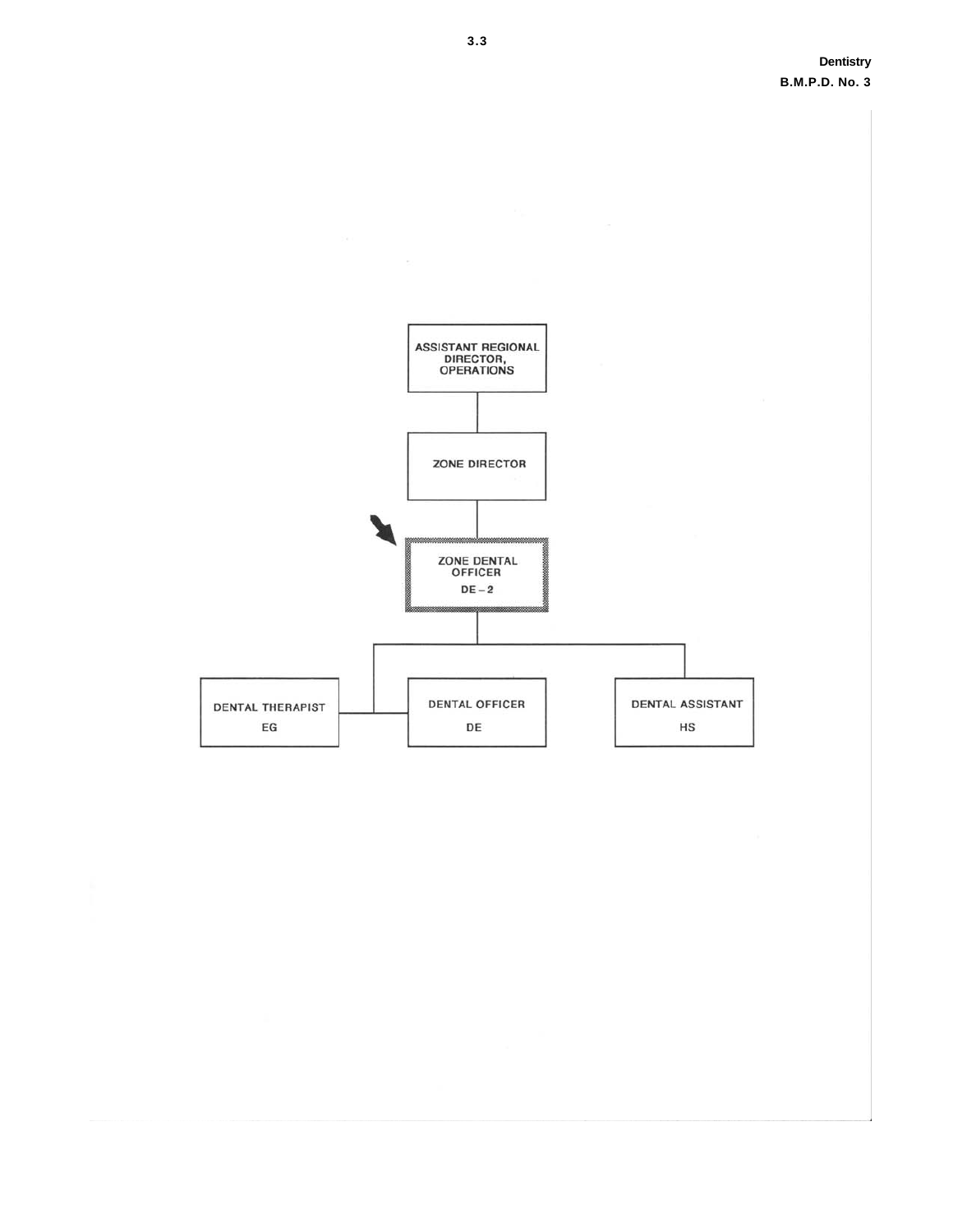ASSISTANT REGIONAL DIRECTOR, OPERATIONS

ZONE DIRECTOR

ZONE DENTAL OFFICER
DE – 2

DENTAL THERAPIST
EG

DENTAL OFFICER
DE

DENTAL ASSISTANT
HS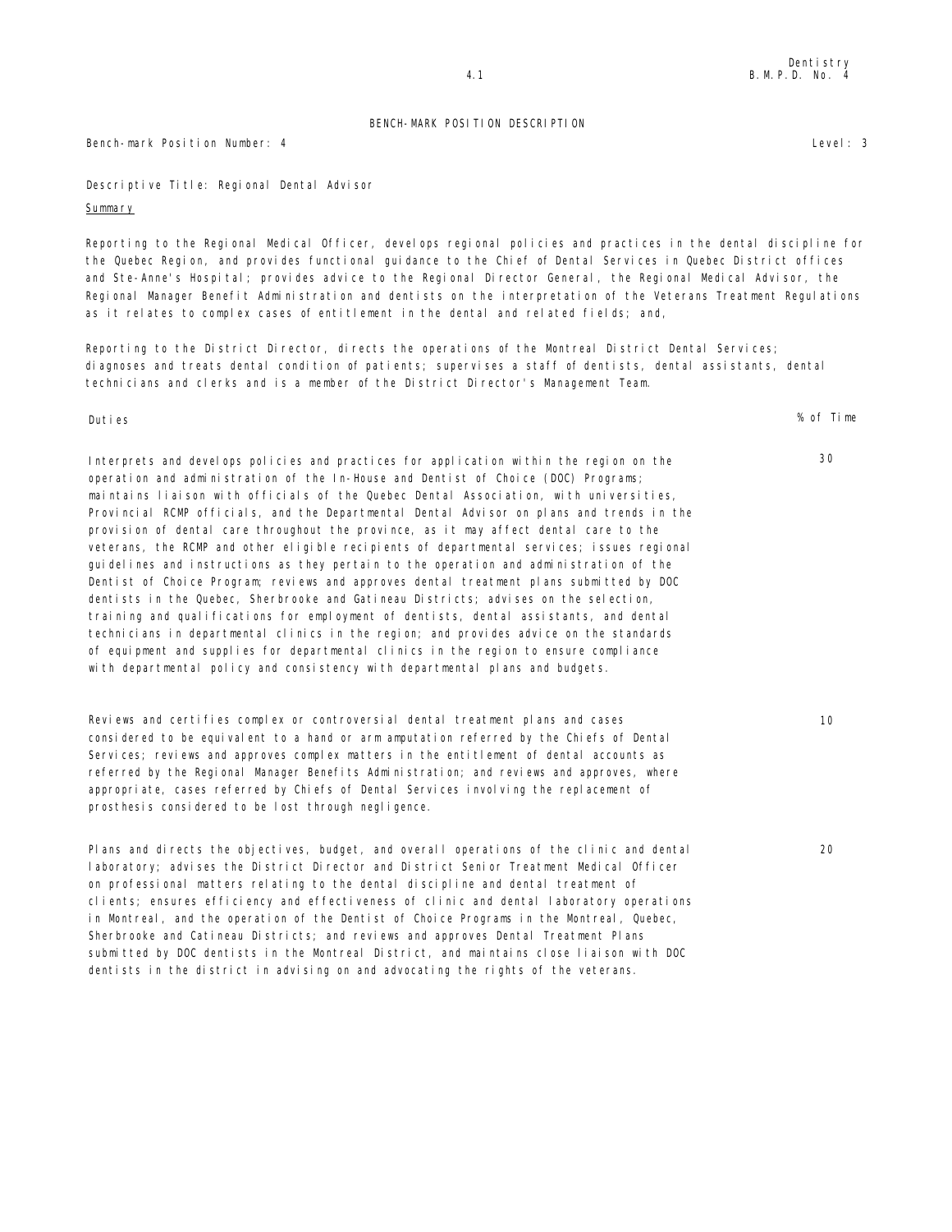BENCH-MARK POSITION DESCRIPTION

Bench-mark Position Number: 4 Level: 3

Descriptive Title: Regional Dental Advisor

Summary

Reporting to the Regional Medical Officer, develops regional policies and practices in the dental discipline for the Quebec Region, and provides functional guidance to the Chief of Dental Services in Quebec District offices and Ste-Anne's Hospital; provides advice to the Regional Director General, the Regional Medical Advisor, the Regional Manager Benefit Administration and dentists on the interpretation of the Veterans Treatment Regulations as it relates to complex cases of entitlement in the dental and related fields; and,

Reporting to the District Director, directs the operations of the Montreal District Dental Services; diagnoses and treats dental condition of patients; supervises a staff of dentists, dental assistants, dental technicians and clerks and is a member of the District Director's Management Team.

| Duties | % of Time |
|---|---|
| Interprets and develops policies and practices for application within the region on the operation and administration of the In-House and Dentist of Choice (DOC) Programs; maintains liaison with officials of the Quebec Dental Association, with universities, Provincial RCMP officials, and the Departmental Dental Advisor on plans and trends in the provision of dental care throughout the province, as it may affect dental care to the veterans, the RCMP and other eligible recipients of departmental services; issues regional guidelines and instructions as they pertain to the operation and administration of the Dentist of Choice Program; reviews and approves dental treatment plans submitted by DOC dentists in the Quebec, Sherbrooke and Gatineau Districts; advises on the selection, training and qualifications for employment of dentists, dental assistants, and dental technicians in departmental clinics in the region; and provides advice on the standards of equipment and supplies for departmental clinics in the region to ensure compliance with departmental policy and consistency with departmental plans and budgets. | 30 |
| Reviews and certifies complex or controversial dental treatment plans and cases considered to be equivalent to a hand or arm amputation referred by the Chiefs of Dental Services; reviews and approves complex matters in the entitlement of dental accounts as referred by the Regional Manager Benefits Administration; and reviews and approves, where appropriate, cases referred by Chiefs of Dental Services involving the replacement of prosthesis considered to be lost through negligence. | 10 |
| Plans and directs the objectives, budget, and overall operations of the clinic and dental laboratory; advises the District Director and District Senior Treatment Medical Officer on professional matters relating to the dental discipline and dental treatment of clients; ensures efficiency and effectiveness of clinic and dental laboratory operations in Montreal, and the operation of the Dentist of Choice Programs in the Montreal, Quebec, Sherbrooke and Catineau Districts; and reviews and approves Dental Treatment Plans submitted by DOC dentists in the Montreal District, and maintains close liaison with DOC dentists in the district in advising on and advocating the rights of the veterans. | 20 |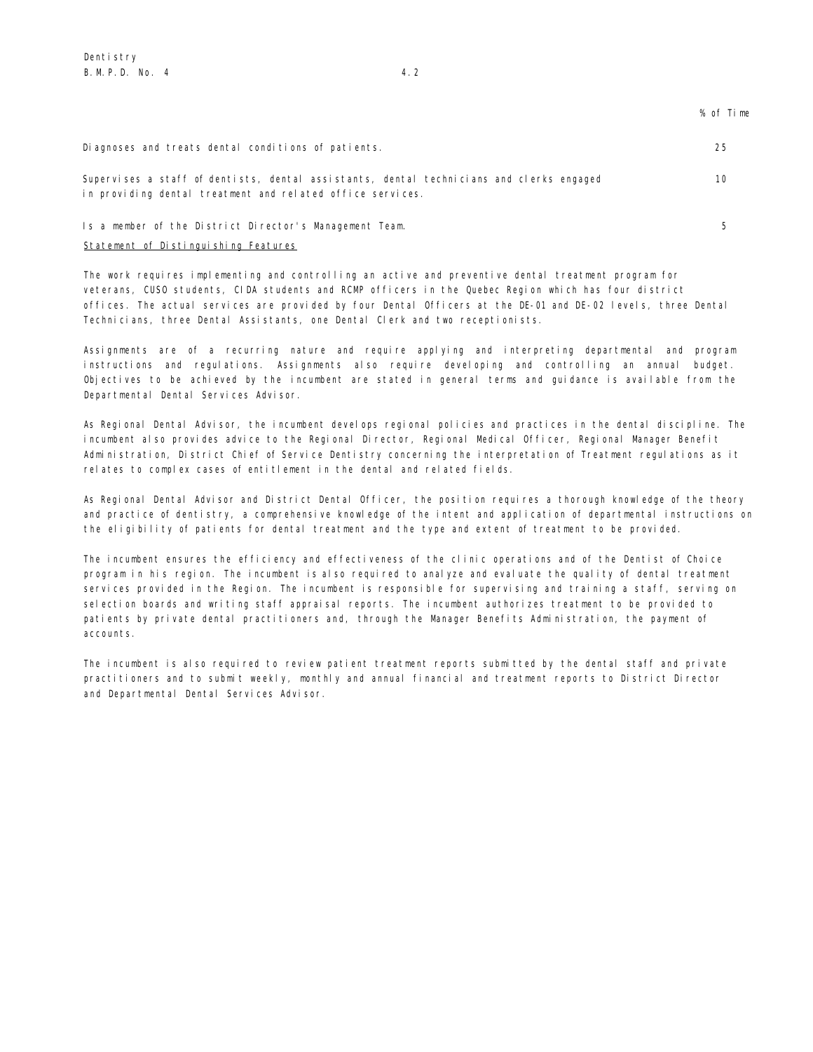Dentistry
B.M.P.D. No. 4 4.2

| | % of Time |
|---|---|
| Diagnoses and treats dental conditions of patients. | 25 |
| Supervises a staff of dentists, dental assistants, dental technicians and clerks engaged in providing dental treatment and related office services. | 10 |
| Is a member of the District Director's Management Team. | 5 |

Statement of Distinguishing Features

The work requires implementing and controlling an active and preventive dental treatment program for veterans, CUSO students, CIDA students and RCMP officers in the Quebec Region which has four district offices. The actual services are provided by four Dental Officers at the DE-01 and DE-02 levels, three Dental Technicians, three Dental Assistants, one Dental Clerk and two receptionists.

Assignments are of a recurring nature and require applying and interpreting departmental and program instructions and regulations. Assignments also require developing and controlling an annual budget. Objectives to be achieved by the incumbent are stated in general terms and guidance is available from the Departmental Dental Services Advisor.

As Regional Dental Advisor, the incumbent develops regional policies and practices in the dental discipline. The incumbent also provides advice to the Regional Director, Regional Medical Officer, Regional Manager Benefit Administration, District Chief of Service Dentistry concerning the interpretation of Treatment regulations as it relates to complex cases of entitlement in the dental and related fields.

As Regional Dental Advisor and District Dental Officer, the position requires a thorough knowledge of the theory and practice of dentistry, a comprehensive knowledge of the intent and application of departmental instructions on the eligibility of patients for dental treatment and the type and extent of treatment to be provided.

The incumbent ensures the efficiency and effectiveness of the clinic operations and of the Dentist of Choice program in his region. The incumbent is also required to analyze and evaluate the quality of dental treatment services provided in the Region. The incumbent is responsible for supervising and training a staff, serving on selection boards and writing staff appraisal reports. The incumbent authorizes treatment to be provided to patients by private dental practitioners and, through the Manager Benefits Administration, the payment of accounts.

The incumbent is also required to review patient treatment reports submitted by the dental staff and private practitioners and to submit weekly, monthly and annual financial and treatment reports to District Director and Departmental Dental Services Advisor.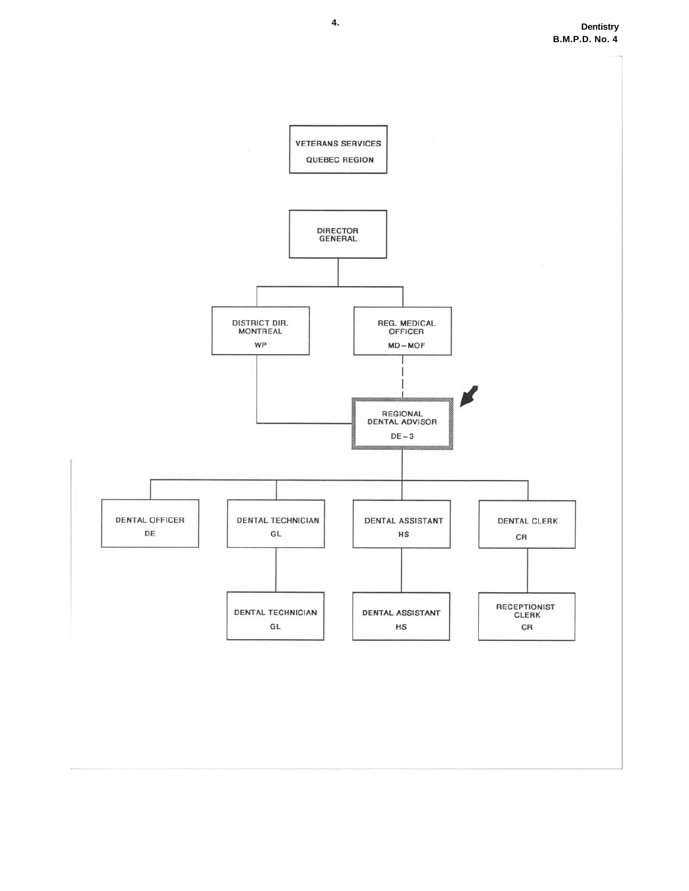VETERANS SERVICES
QUEBEC REGION

DIRECTOR GENERAL

DISTRICT DIR. MONTREAL
WP

REG. MEDICAL OFFICER
MD – MOF

REGIONAL DENTAL ADVISOR
DE – 3

DENTAL OFFICER
DE

DENTAL TECHNICIAN
GL

DENTAL ASSISTANT
HS

DENTAL CLERK
CR

DENTAL TECHNICIAN
GL

DENTAL ASSISTANT
HS

RECEPTIONIST CLERK
CR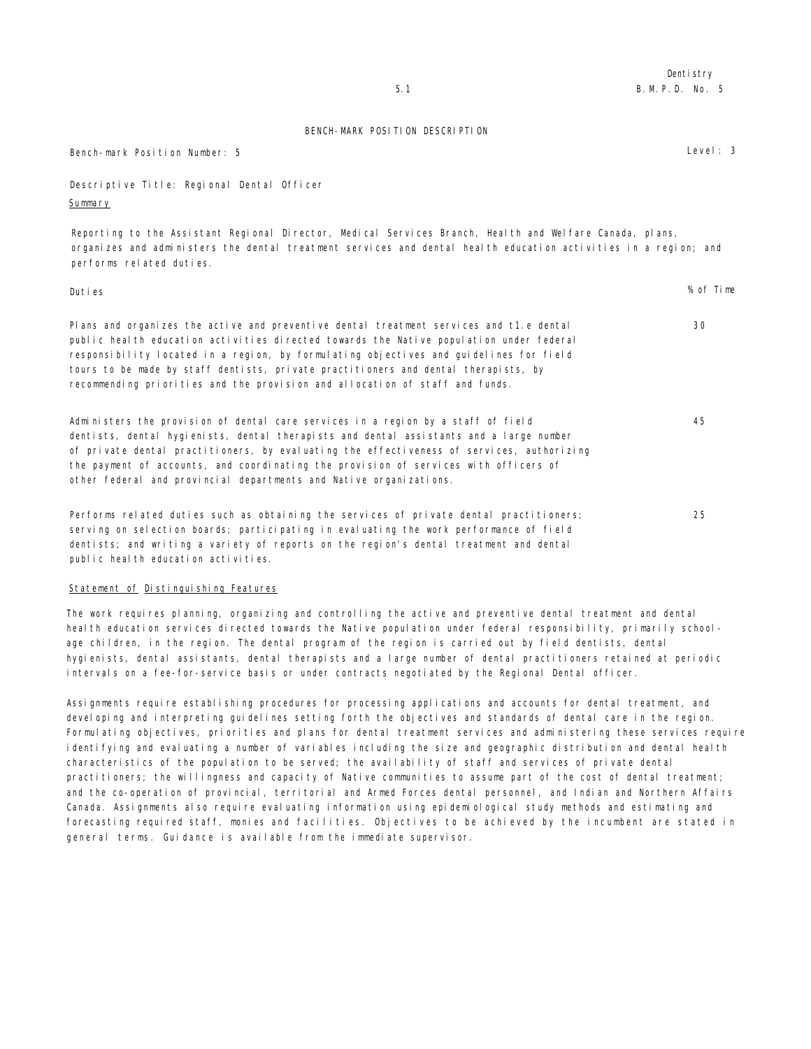# BENCH-MARK POSITION DESCRIPTION

Bench-mark Position Number: 5

Level: 3

Descriptive Title: Regional Dental Officer

## Summary

Reporting to the Assistant Regional Director, Medical Services Branch, Health and Welfare Canada, plans, organizes and administers the dental treatment services and dental health education activities in a region; and performs related duties.

| Duties | % of Time |
|---|---|
| Plans and organizes the active and preventive dental treatment services and t1.e dental public health education activities directed towards the Native population under federal responsibility located in a region, by formulating objectives and guidelines for field tours to be made by staff dentists, private practitioners and dental therapists, by recommending priorities and the provision and allocation of staff and funds. | 30 |
| Administers the provision of dental care services in a region by a staff of field dentists, dental hygienists, dental therapists and dental assistants and a large number of private dental practitioners, by evaluating the effectiveness of services, authorizing the payment of accounts, and coordinating the provision of services with officers of other federal and provincial departments and Native organizations. | 45 |
| Performs related duties such as obtaining the services of private dental practitioners; serving on selection boards; participating in evaluating the work performance of field dentists; and writing a variety of reports on the region's dental treatment and dental public health education activities. | 25 |

## Statement of Distinguishing Features

The work requires planning, organizing and controlling the active and preventive dental treatment and dental health education services directed towards the Native population under federal responsibility, primarily school-age children, in the region. The dental program of the region is carried out by field dentists, dental hygienists, dental assistants, dental therapists and a large number of dental practitioners retained at periodic intervals on a fee-for-service basis or under contracts negotiated by the Regional Dental officer.

Assignments require establishing procedures for processing applications and accounts for dental treatment, and developing and interpreting guidelines setting forth the objectives and standards of dental care in the region. Formulating objectives, priorities and plans for dental treatment services and administering these services require identifying and evaluating a number of variables including the size and geographic distribution and dental health characteristics of the population to be served; the availability of staff and services of private dental practitioners; the willingness and capacity of Native communities to assume part of the cost of dental treatment; and the co-operation of provincial, territorial and Armed Forces dental personnel, and Indian and Northern Affairs Canada. Assignments also require evaluating information using epidemiological study methods and estimating and forecasting required staff, monies and facilities. Objectives to be achieved by the incumbent are stated in general terms. Guidance is available from the immediate supervisor.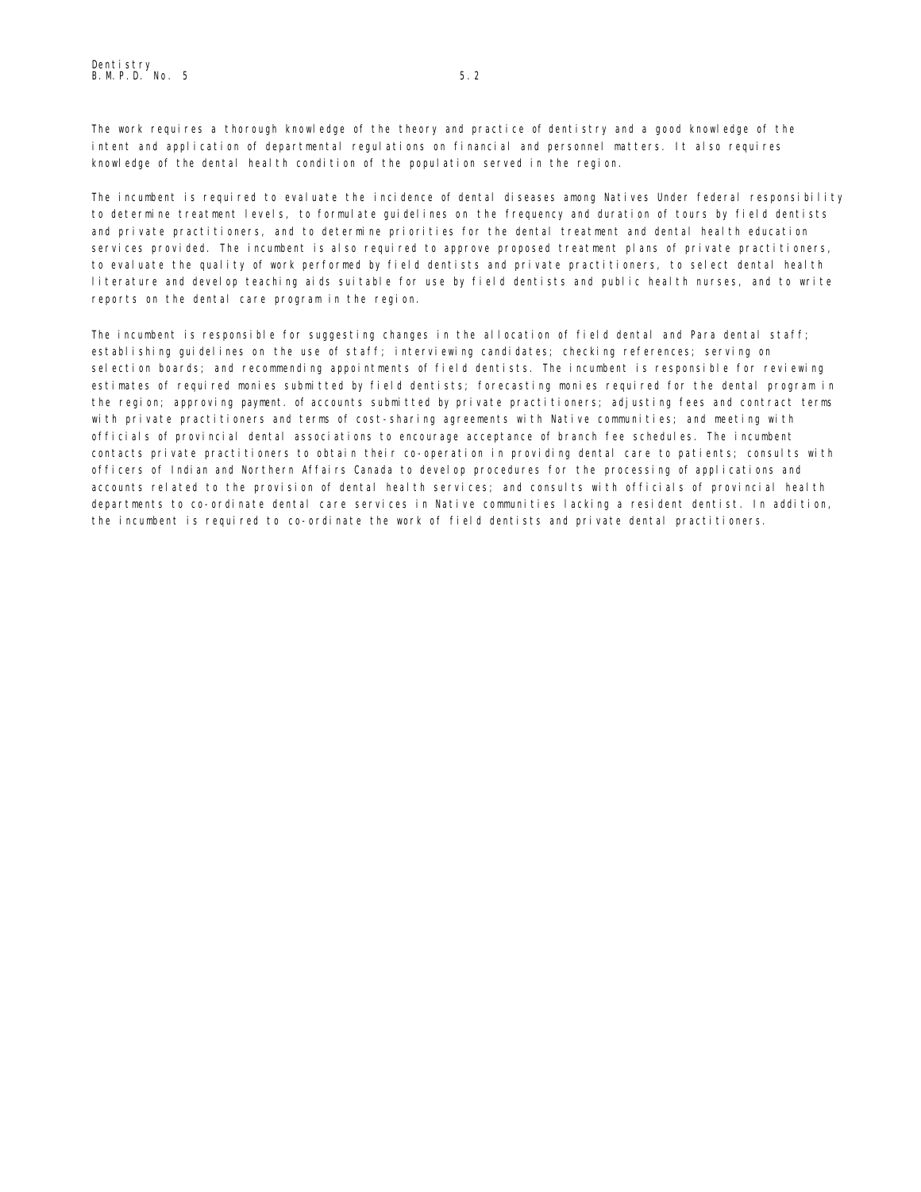The work requires a thorough knowledge of the theory and practice of dentistry and a good knowledge of the intent and application of departmental regulations on financial and personnel matters. It also requires knowledge of the dental health condition of the population served in the region.

The incumbent is required to evaluate the incidence of dental diseases among Natives Under federal responsibility to determine treatment levels, to formulate guidelines on the frequency and duration of tours by field dentists and private practitioners, and to determine priorities for the dental treatment and dental health education services provided. The incumbent is also required to approve proposed treatment plans of private practitioners, to evaluate the quality of work performed by field dentists and private practitioners, to select dental health literature and develop teaching aids suitable for use by field dentists and public health nurses, and to write reports on the dental care program in the region.

The incumbent is responsible for suggesting changes in the allocation of field dental and Para dental staff; establishing guidelines on the use of staff; interviewing candidates; checking references; serving on selection boards; and recommending appointments of field dentists. The incumbent is responsible for reviewing estimates of required monies submitted by field dentists; forecasting monies required for the dental program in the region; approving payment. of accounts submitted by private practitioners; adjusting fees and contract terms with private practitioners and terms of cost-sharing agreements with Native communities; and meeting with officials of provincial dental associations to encourage acceptance of branch fee schedules. The incumbent contacts private practitioners to obtain their co-operation in providing dental care to patients; consults with officers of Indian and Northern Affairs Canada to develop procedures for the processing of applications and accounts related to the provision of dental health services; and consults with officials of provincial health departments to co-ordinate dental care services in Native communities lacking a resident dentist. In addition, the incumbent is required to co-ordinate the work of field dentists and private dental practitioners.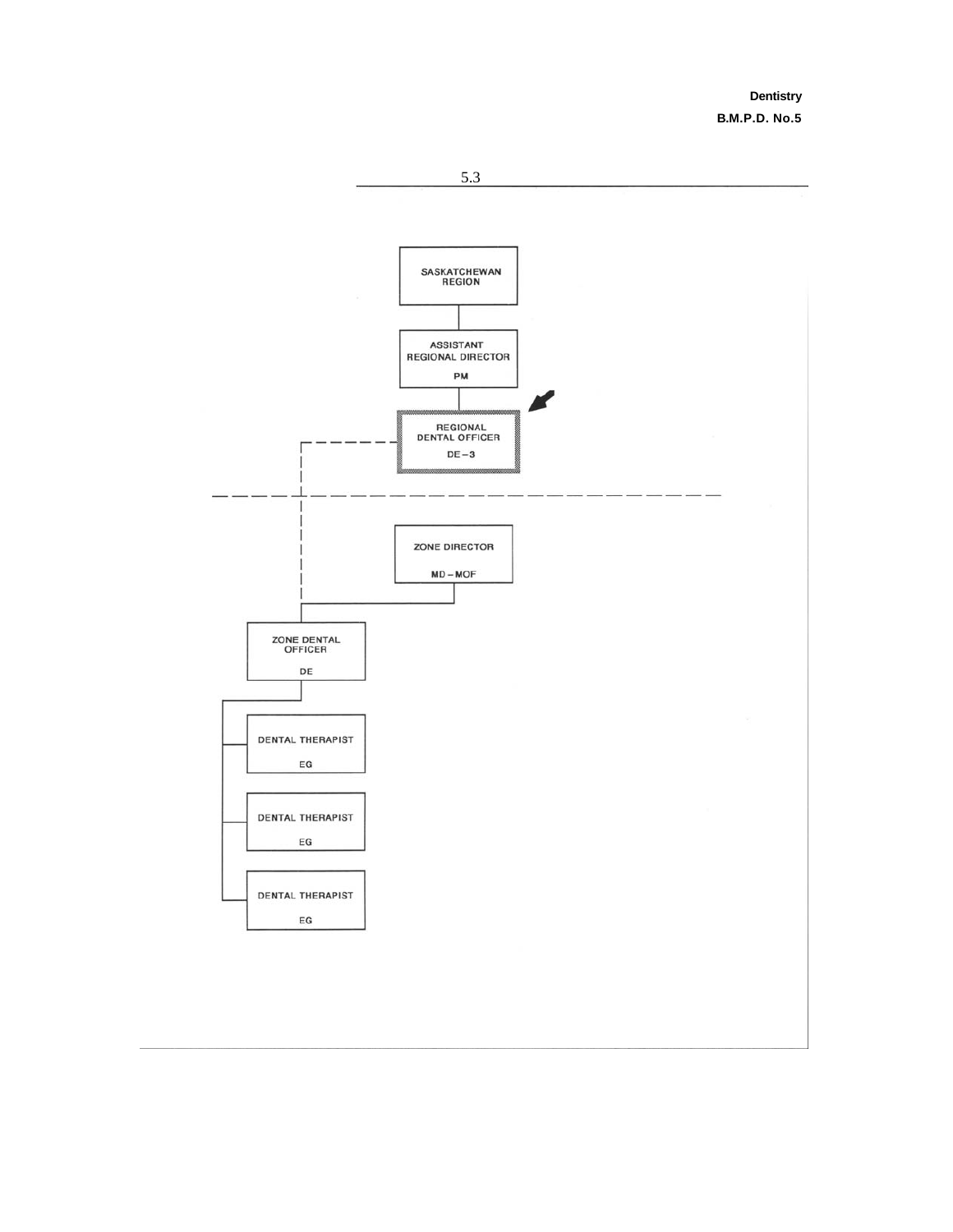5.3

SASKATCHEWAN REGION

ASSISTANT REGIONAL DIRECTOR

PM

REGIONAL DENTAL OFFICER

DE−3

ZONE DIRECTOR

MD−MOF

ZONE DENTAL OFFICER

DE

DENTAL THERAPIST

EG

DENTAL THERAPIST

EG

DENTAL THERAPIST

EG